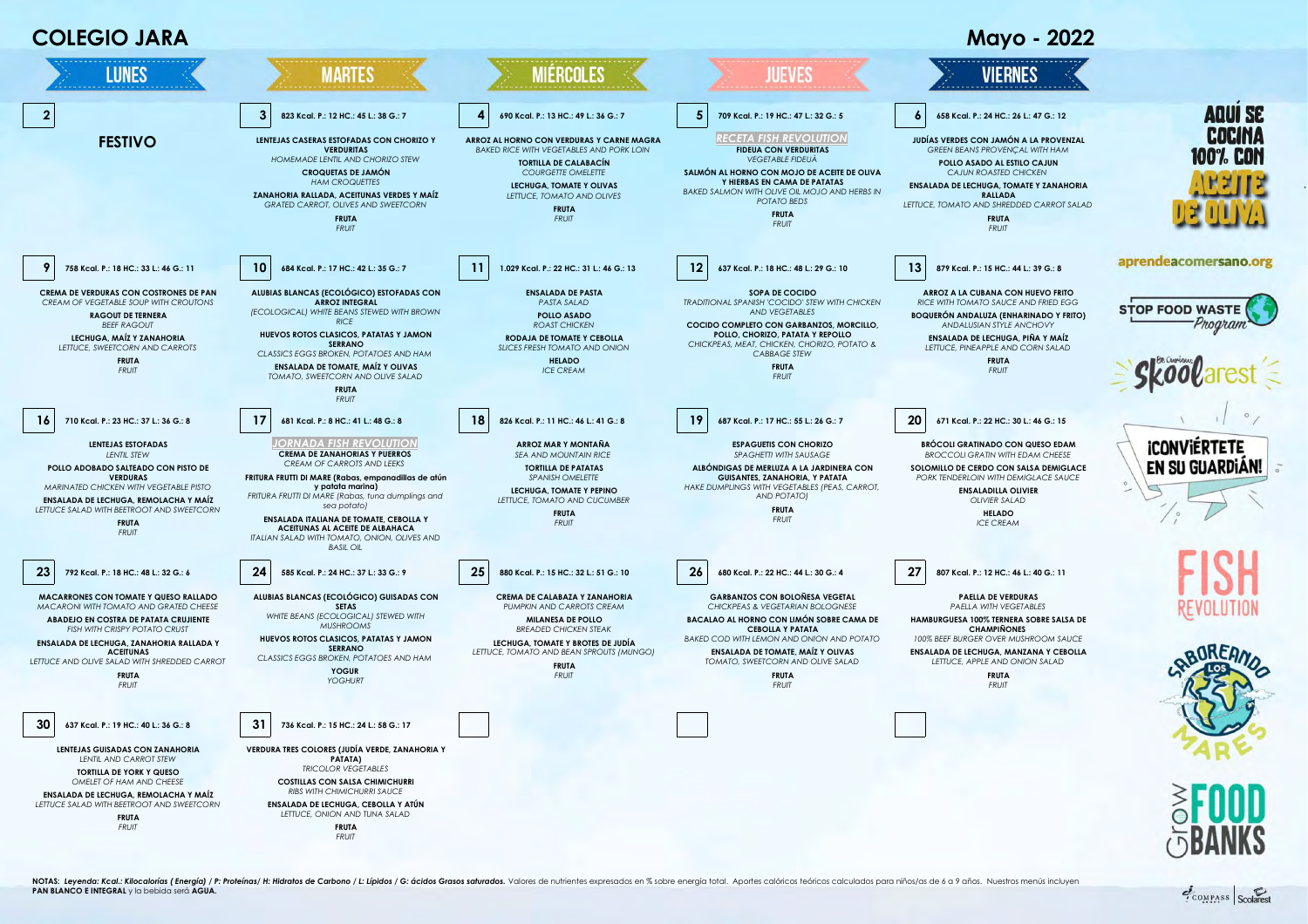# COLEGIO JARA

# Mayo - 2022

| LUNES | MARTES | MIÉRCOLES | JUEVES | VIERNES |
|---|---|---|---|---|
| **2**<br><br>**FESTIVO** | **3** 823 Kcal. P.: 12 HC.: 45 L: 38 G.: 7<br><br>**LENTEJAS CASERAS ESTOFADAS CON CHORIZO Y VERDURITAS**<br>*HOMEMADE LENTIL AND CHORIZO STEW*<br>**CROQUETAS DE JAMÓN**<br>*HAM CROQUETTES*<br>**ZANAHORIA RALLADA, ACEITUNAS VERDES Y MAÍZ**<br>*GRATED CARROT, OLIVES AND SWEETCORN*<br>**FRUTA**<br>*FRUIT* | **4** 690 Kcal. P.: 13 HC.: 49 L: 36 G.: 7<br><br>**ARROZ AL HORNO CON VERDURAS Y CARNE MAGRA**<br>*BAKED RICE WITH VEGETABLES AND PORK LOIN*<br>**TORTILLA DE CALABACÍN**<br>*COURGETTE OMELETTE*<br>**LECHUGA, TOMATE Y OLIVAS**<br>*LETTUCE, TOMATO AND OLIVES*<br>**FRUTA**<br>*FRUIT* | **5** 709 Kcal. P.: 19 HC.: 47 L: 32 G.: 5<br><br>*RECETA FISH REVOLUTION*<br>**FIDEUA CON VERDURITAS**<br>*VEGETABLE FIDEUÁ*<br>**SALMÓN AL HORNO CON MOJO DE ACEITE DE OLIVA Y HIERBAS EN CAMA DE PATATAS**<br>*BAKED SALMON WITH OLIVE OIL MOJO AND HERBS IN POTATO BEDS*<br>**FRUTA**<br>*FRUIT* | **6** 658 Kcal. P.: 24 HC.: 26 L: 47 G.: 12<br><br>**JUDÍAS VERDES CON JAMÓN A LA PROVENZAL**<br>*GREEN BEANS PROVENÇAL WITH HAM*<br>**POLLO ASADO AL ESTILO CAJUN**<br>*CAJUN ROASTED CHICKEN*<br>**ENSALADA DE LECHUGA, TOMATE Y ZANAHORIA RALLADA**<br>*LETTUCE, TOMATO AND SHREDDED CARROT SALAD*<br>**FRUTA**<br>*FRUIT* |
| **9** 758 Kcal. P.: 18 HC.: 33 L: 46 G.: 11<br><br>**CREMA DE VERDURAS CON COSTRONES DE PAN**<br>*CREAM OF VEGETABLE SOUP WITH CROUTONS*<br>**RAGOUT DE TERNERA**<br>*BEEF RAGOUT*<br>**LECHUGA, MAÍZ Y ZANAHORIA**<br>*LETTUCE, SWEETCORN AND CARROTS*<br>**FRUTA**<br>*FRUIT* | **10** 684 Kcal. P.: 17 HC.: 42 L: 35 G.: 7<br><br>**ALUBIAS BLANCAS (ECOLÓGICO) ESTOFADAS CON ARROZ INTEGRAL**<br>*(ECOLOGICAL) WHITE BEANS STEWED WITH BROWN RICE*<br>**HUEVOS ROTOS CLASICOS, PATATAS Y JAMON SERRANO**<br>*CLASSICS EGGS BROKEN, POTATOES AND HAM*<br>**ENSALADA DE TOMATE, MAÍZ Y OLIVAS**<br>*TOMATO, SWEETCORN AND OLIVE SALAD*<br>**FRUTA**<br>*FRUIT* | **11** 1.029 Kcal. P.: 22 HC.: 31 L: 46 G.: 13<br><br>**ENSALADA DE PASTA**<br>*PASTA SALAD*<br>**POLLO ASADO**<br>*ROAST CHICKEN*<br>**RODAJA DE TOMATE Y CEBOLLA**<br>*SLICES FRESH TOMATO AND ONION*<br>**HELADO**<br>*ICE CREAM* | **12** 637 Kcal. P.: 18 HC.: 48 L: 29 G.: 10<br><br>**SOPA DE COCIDO**<br>*TRADITIONAL SPANISH 'COCIDO' STEW WITH CHICKEN AND VEGETABLES*<br>**COCIDO COMPLETO CON GARBANZOS, MORCILLO, POLLO, CHORIZO, PATATA Y REPOLLO**<br>*CHICKPEAS, MEAT, CHICKEN, CHORIZO, POTATO & CABBAGE STEW*<br>**FRUTA**<br>*FRUIT* | **13** 879 Kcal. P.: 15 HC.: 44 L: 39 G.: 8<br><br>**ARROZ A LA CUBANA CON HUEVO FRITO**<br>*RICE WITH TOMATO SAUCE AND FRIED EGG*<br>**BOQUERÓN ANDALUZA (ENHARINADO Y FRITO)**<br>*ANDALUSIAN STYLE ANCHOVY*<br>**ENSALADA DE LECHUGA, PIÑA Y MAÍZ**<br>*LETTUCE, PINEAPPLE AND CORN SALAD*<br>**FRUTA**<br>*FRUIT* |
| **16** 710 Kcal. P.: 23 HC.: 37 L: 36 G.: 8<br><br>**LENTEJAS ESTOFADAS**<br>*LENTIL STEW*<br>**POLLO ADOBADO SALTEADO CON PISTO DE VERDURAS**<br>*MARINATED CHICKEN WITH VEGETABLE PISTO*<br>**ENSALADA DE LECHUGA, REMOLACHA Y MAÍZ**<br>*LETTUCE SALAD WITH BEETROOT AND SWEETCORN*<br>**FRUTA**<br>*FRUIT* | **17** 681 Kcal. P.: 8 HC.: 41 L: 48 G.: 8<br><br>*JORNADA FISH REVOLUTION*<br>**CREMA DE ZANAHORIAS Y PUERROS**<br>*CREAM OF CARROTS AND LEEKS*<br>**FRITURA FRUTTI DI MARE (Rabas, empanadillas de atún y patata marina)**<br>*FRITURA FRUTTI DI MARE (Rabas, tuna dumplings and sea potato)*<br>**ENSALADA ITALIANA DE TOMATE, CEBOLLA Y ACEITUNAS AL ACEITE DE ALBAHACA**<br>*ITALIAN SALAD WITH TOMATO, ONION, OLIVES AND BASIL OIL* | **18** 826 Kcal. P.: 11 HC.: 46 L: 41 G.: 8<br><br>**ARROZ MAR Y MONTAÑA**<br>*SEA AND MOUNTAIN RICE*<br>**TORTILLA DE PATATAS**<br>*SPANISH OMELETTE*<br>**LECHUGA, TOMATE Y PEPINO**<br>*LETTUCE, TOMATO AND CUCUMBER*<br>**FRUTA**<br>*FRUIT* | **19** 687 Kcal. P.: 17 HC.: 55 L: 26 G.: 7<br><br>**ESPAGUETIS CON CHORIZO**<br>*SPAGHETTI WITH SAUSAGE*<br>**ALBÓNDIGAS DE MERLUZA A LA JARDINERA CON GUISANTES, ZANAHORIA, Y PATATA**<br>*HAKE DUMPLINGS WITH VEGETABLES (PEAS, CARROT, AND POTATO)*<br>**FRUTA**<br>*FRUIT* | **20** 671 Kcal. P.: 22 HC.: 30 L: 46 G.: 15<br><br>**BRÓCOLI GRATINADO CON QUESO EDAM**<br>*BROCCOLI GRATIN WITH EDAM CHEESE*<br>**SOLOMILLO DE CERDO CON SALSA DEMIGLACE**<br>*PORK TENDERLOIN WITH DEMIGLACE SAUCE*<br>**ENSALADILLA OLIVIER**<br>*OLIVIER SALAD*<br>**HELADO**<br>*ICE CREAM* |
| **23** 792 Kcal. P.: 18 HC.: 48 L: 32 G.: 6<br><br>**MACARRONES CON TOMATE Y QUESO RALLADO**<br>*MACARONI WITH TOMATO AND GRATED CHEESE*<br>**ABADEJO EN COSTRA DE PATATA CRUJIENTE**<br>*FISH WITH CRISPY POTATO CRUST*<br>**ENSALADA DE LECHUGA, ZANAHORIA RALLADA Y ACEITUNAS**<br>*LETTUCE AND OLIVE SALAD WITH SHREDDED CARROT*<br>**FRUTA**<br>*FRUIT* | **24** 585 Kcal. P.: 24 HC.: 37 L: 33 G.: 9<br><br>**ALUBIAS BLANCAS (ECOLÓGICO) GUISADAS CON SETAS**<br>*WHITE BEANS (ECOLOGICAL) STEWED WITH MUSHROOMS*<br>**HUEVOS ROTOS CLASICOS, PATATAS Y JAMON SERRANO**<br>*CLASSICS EGGS BROKEN, POTATOES AND HAM*<br>**YOGUR**<br>*YOGHURT* | **25** 880 Kcal. P.: 15 HC.: 32 L: 51 G.: 10<br><br>**CREMA DE CALABAZA Y ZANAHORIA**<br>*PUMPKIN AND CARROTS CREAM*<br>**MILANESA DE POLLO**<br>*BREADED CHICKEN STEAK*<br>**LECHUGA, TOMATE Y BROTES DE JUDÍA**<br>*LETTUCE, TOMATO AND BEAN SPROUTS (MUNGO)*<br>**FRUTA**<br>*FRUIT* | **26** 680 Kcal. P.: 22 HC.: 44 L: 30 G.: 4<br><br>**GARBANZOS CON BOLOÑESA VEGETAL**<br>*CHICKPEAS & VEGETARIAN BOLOGNESE*<br>**BACALAO AL HORNO CON LIMÓN SOBRE CAMA DE CEBOLLA Y PATATA**<br>*BAKED COD WITH LEMON AND ONION AND POTATO*<br>**ENSALADA DE TOMATE, MAÍZ Y OLIVAS**<br>*TOMATO, SWEETCORN AND OLIVE SALAD*<br>**FRUTA**<br>*FRUIT* | **27** 807 Kcal. P.: 12 HC.: 46 L: 40 G.: 11<br><br>**PAELLA DE VERDURAS**<br>*PAELLA WITH VEGETABLES*<br>**HAMBURGUESA 100% TERNERA SOBRE SALSA DE CHAMPIÑONES**<br>*100% BEEF BURGER OVER MUSHROOM SAUCE*<br>**ENSALADA DE LECHUGA, MANZANA Y CEBOLLA**<br>*LETTUCE, APPLE AND ONION SALAD*<br>**FRUTA**<br>*FRUIT* |
| **30** 637 Kcal. P.: 19 HC.: 40 L: 36 G.: 8<br><br>**LENTEJAS GUISADAS CON ZANAHORIA**<br>*LENTIL AND CARROT STEW*<br>**TORTILLA DE YORK Y QUESO**<br>*OMELET OF HAM AND CHEESE*<br>**ENSALADA DE LECHUGA, REMOLACHA Y MAÍZ**<br>*LETTUCE SALAD WITH BEETROOT AND SWEETCORN*<br>**FRUTA**<br>*FRUIT* | **31** 736 Kcal. P.: 15 HC.: 24 L: 58 G.: 17<br><br>**VERDURA TRES COLORES (JUDÍA VERDE, ZANAHORIA Y PATATA)**<br>*TRICOLOR VEGETABLES*<br>**COSTILLAS CON SALSA CHIMICHURRI**<br>*RIBS WITH CHIMICHURRI SAUCE*<br>**ENSALADA DE LECHUGA, CEBOLLA Y ATÚN**<br>*LETTUCE, ONION AND TUNA SALAD*<br>**FRUTA**<br>*FRUIT* | | | |

AQUÍ SE COCINA 100% CON ACEITE DE OLIVA

aprendeacomersano.org

STOP FOOD WASTE Program

Be Curious Skoolarest

¡CONVIÉRTETE EN SU GUARDIÁN!

FISH REVOLUTION

SABOREANDO LOS MARES

Grow FOOD BANKS

**NOTAS:** ***Leyenda: Kcal.: Kilocalorías ( Energía) / P: Proteínas/ H: Hidratos de Carbono / L: Lípidos / G: ácidos Grasos saturados.*** Valores de nutrientes expresados en % sobre energía total. Aportes calóricos teóricos calculados para niños/as de 6 a 9 años. Nuestros menús incluyen **PAN BLANCO E INTEGRAL** y la bebida será **AGUA.**

COMPASS | Scolarest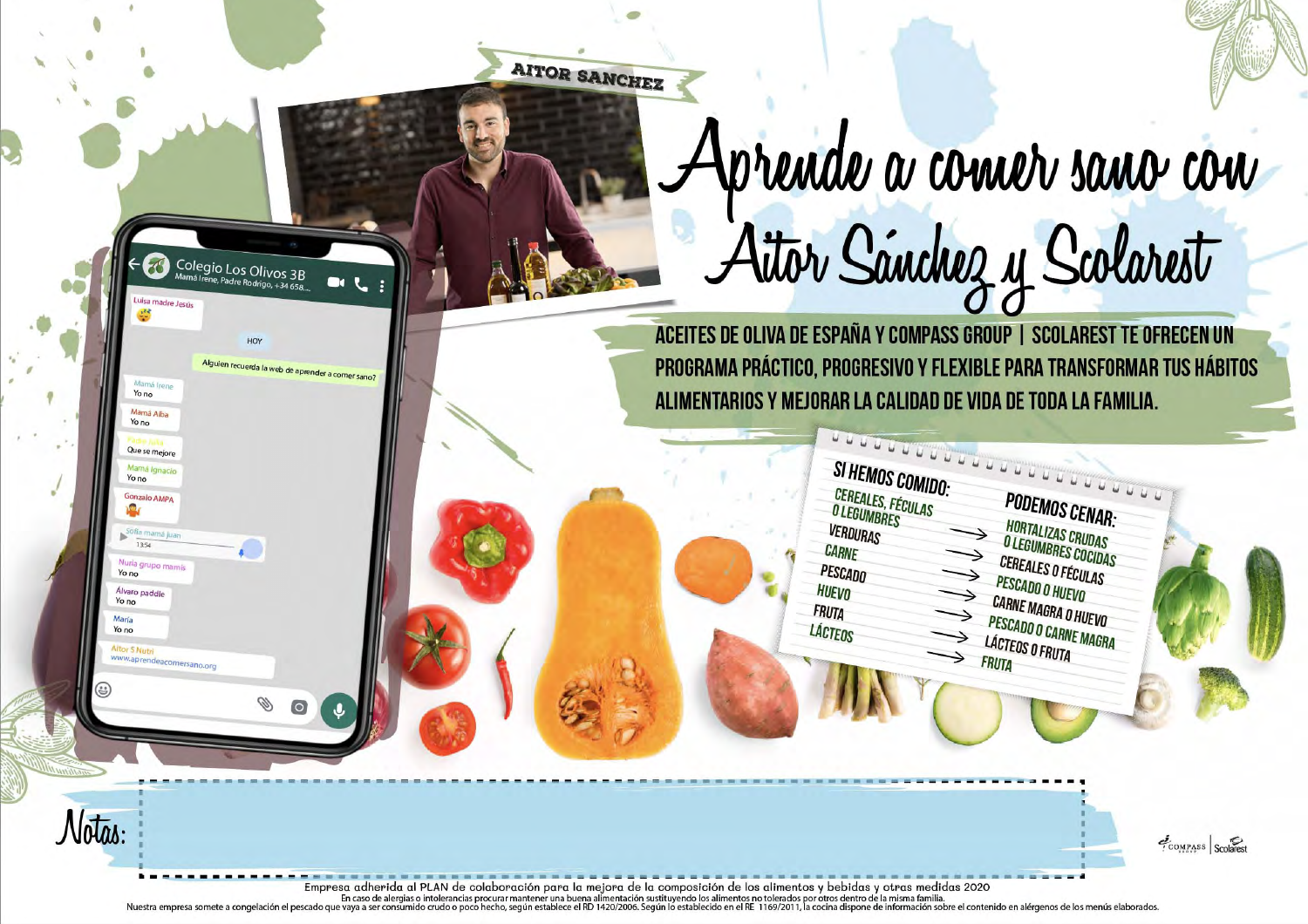# Aprende a comer sano con Aitor Sánchez y Scolarest

AITOR SANCHEZ

**ACEITES DE OLIVA DE ESPAÑA Y COMPASS GROUP | SCOLAREST TE OFRECEN UN PROGRAMA PRÁCTICO, PROGRESIVO Y FLEXIBLE PARA TRANSFORMAR TUS HÁBITOS ALIMENTARIOS Y MEJORAR LA CALIDAD DE VIDA DE TODA LA FAMILIA.**

Colegio Los Olivos 3B
Mamá Irene, Padre Rodrigo, +34 658...

Luisa madre Jesús

HOY

Alguien recuerda la web de aprender a comer sano?

Mamá Irene
Yo no

Mamá Alba
Yo no

Papá Julia
Que se mejore

Mamá Ignacio
Yo no

Gonzalo AMPA

Sofía mamá Juan
13:54

Nuria grupo mamis
Yo no

Álvaro paddle
Yo no

María
Yo no

Aitor S Nutri
www.aprendeacomersano.org

| SI HEMOS COMIDO: | | PODEMOS CENAR: |
|---|---|---|
| CEREALES, FÉCULAS O LEGUMBRES | → | HORTALIZAS CRUDAS O LEGUMBRES COCIDAS |
| VERDURAS | → | CEREALES O FÉCULAS |
| CARNE | → | PESCADO O HUEVO |
| PESCADO | → | CARNE MAGRA O HUEVO |
| HUEVO | → | PESCADO O CARNE MAGRA |
| FRUTA | → | LÁCTEOS O FRUTA |
| LÁCTEOS | → | FRUTA |

Notas:

COMPASS GROUP | Scolarest

Empresa adherida al PLAN de colaboración para la mejora de la composición de los alimentos y bebidas y otras medidas 2020

En caso de alergias o intolerancias procurar mantener una buena alimentación sustituyendo los alimentos no tolerados por otros dentro de la misma familia.

Nuestra empresa somete a congelación el pescado que vaya a ser consumido crudo o poco hecho, según establece el RD 1420/2006. Según lo establecido en el RE 1169/2011, la cocina dispone de información sobre el contenido en alérgenos de los menús elaborados.